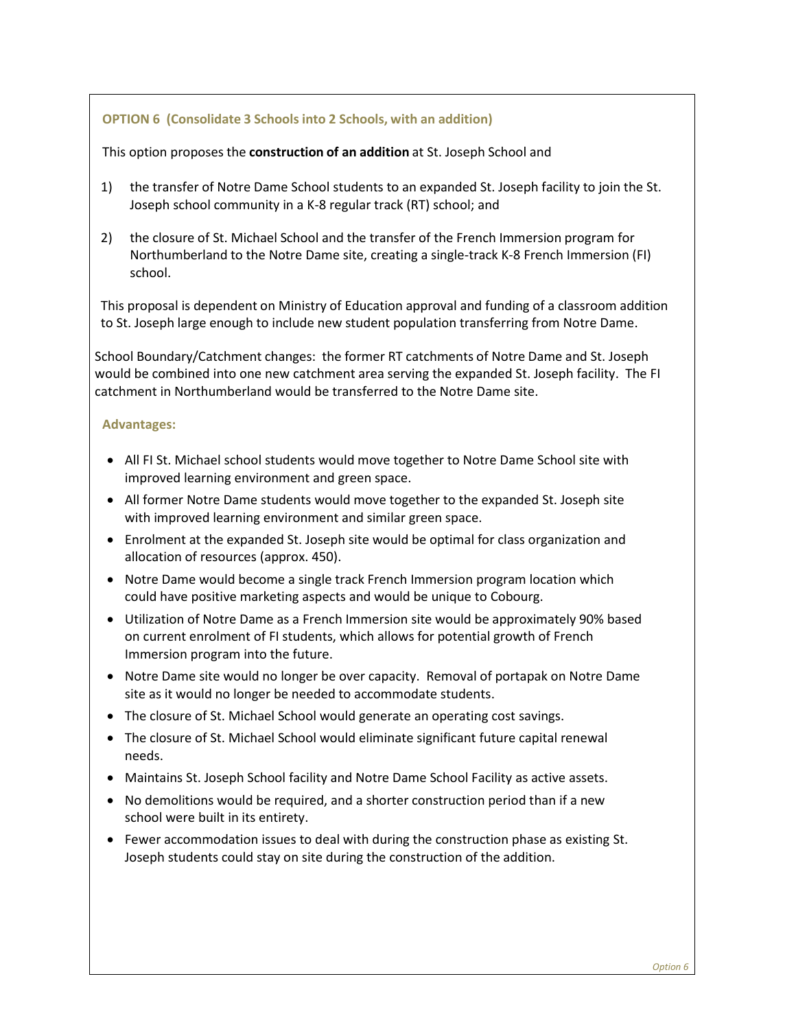### OPTION 6 (Consolidate 3 Schools into 2 Schools, with an addition)

This option proposes the **construction of an addition** at St. Joseph School and

1) the transfer of Notre Dame School students to an expanded St. Joseph facility to join the St. Joseph school community in a K-8 regular track (RT) school; and
2) the closure of St. Michael School and the transfer of the French Immersion program for Northumberland to the Notre Dame site, creating a single-track K-8 French Immersion (FI) school.

This proposal is dependent on Ministry of Education approval and funding of a classroom addition to St. Joseph large enough to include new student population transferring from Notre Dame.

School Boundary/Catchment changes: the former RT catchments of Notre Dame and St. Joseph would be combined into one new catchment area serving the expanded St. Joseph facility. The FI catchment in Northumberland would be transferred to the Notre Dame site.

### Advantages:

- All FI St. Michael school students would move together to Notre Dame School site with improved learning environment and green space.
- All former Notre Dame students would move together to the expanded St. Joseph site with improved learning environment and similar green space.
- Enrolment at the expanded St. Joseph site would be optimal for class organization and allocation of resources (approx. 450).
- Notre Dame would become a single track French Immersion program location which could have positive marketing aspects and would be unique to Cobourg.
- Utilization of Notre Dame as a French Immersion site would be approximately 90% based on current enrolment of FI students, which allows for potential growth of French Immersion program into the future.
- Notre Dame site would no longer be over capacity. Removal of portapak on Notre Dame site as it would no longer be needed to accommodate students.
- The closure of St. Michael School would generate an operating cost savings.
- The closure of St. Michael School would eliminate significant future capital renewal needs.
- Maintains St. Joseph School facility and Notre Dame School Facility as active assets.
- No demolitions would be required, and a shorter construction period than if a new school were built in its entirety.
- Fewer accommodation issues to deal with during the construction phase as existing St. Joseph students could stay on site during the construction of the addition.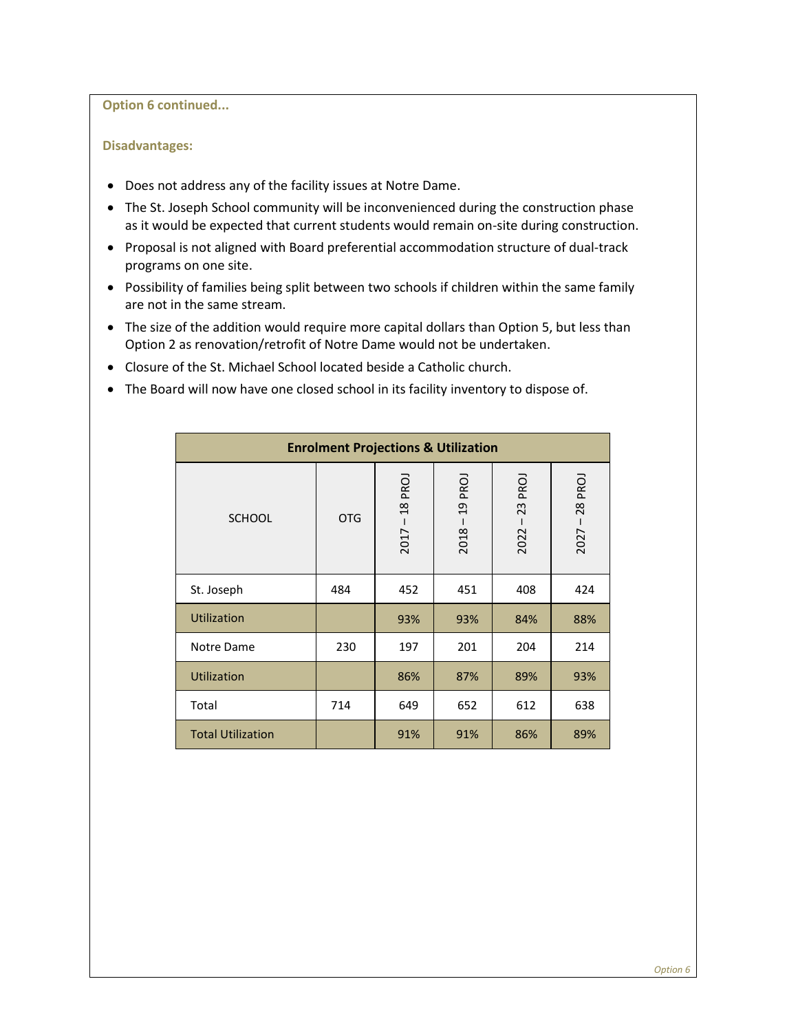**Option 6 continued...**

**Disadvantages:**

- Does not address any of the facility issues at Notre Dame.
- The St. Joseph School community will be inconvenienced during the construction phase as it would be expected that current students would remain on-site during construction.
- Proposal is not aligned with Board preferential accommodation structure of dual-track programs on one site.
- Possibility of families being split between two schools if children within the same family are not in the same stream.
- The size of the addition would require more capital dollars than Option 5, but less than Option 2 as renovation/retrofit of Notre Dame would not be undertaken.
- Closure of the St. Michael School located beside a Catholic church.
- The Board will now have one closed school in its facility inventory to dispose of.

**Enrolment Projections & Utilization**

| SCHOOL | OTG | 2017 – 18 PROJ | 2018 – 19 PROJ | 2022 – 23 PROJ | 2027 – 28 PROJ |
|---|---|---|---|---|---|
| St. Joseph | 484 | 452 | 451 | 408 | 424 |
| Utilization | | 93% | 93% | 84% | 88% |
| Notre Dame | 230 | 197 | 201 | 204 | 214 |
| Utilization | | 86% | 87% | 89% | 93% |
| Total | 714 | 649 | 652 | 612 | 638 |
| Total Utilization | | 91% | 91% | 86% | 89% |